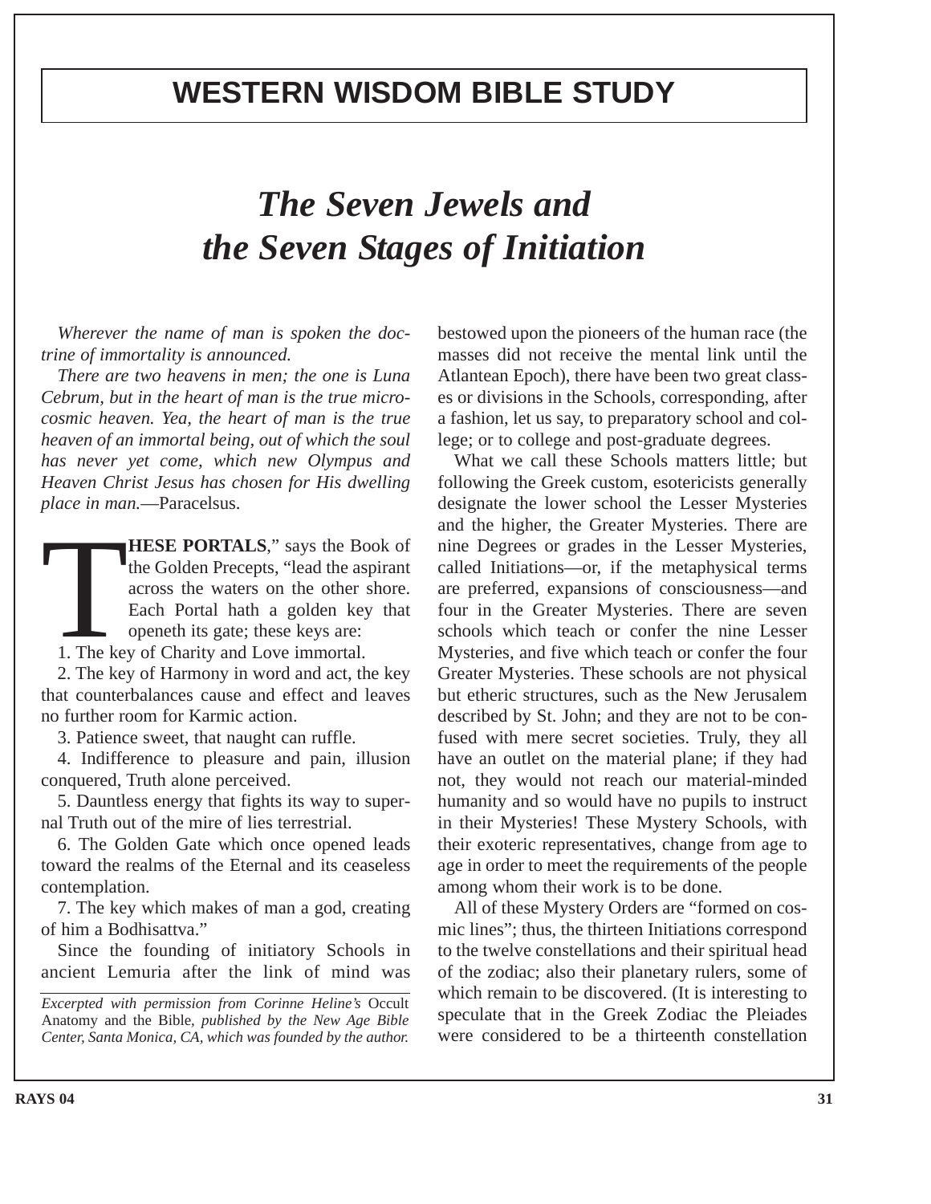## WESTERN WISDOM BIBLE STUDY

# *The Seven Jewels and the Seven Stages of Initiation*

*Wherever the name of man is spoken the doctrine of immortality is announced.*

*There are two heavens in men; the one is Luna Cebrum, but in the heart of man is the true microcosmic heaven. Yea, the heart of man is the true heaven of an immortal being, out of which the soul has never yet come, which new Olympus and Heaven Christ Jesus has chosen for His dwelling place in man.*—Paracelsus.

"**THESE PORTALS**," says the Book of the Golden Precepts, "lead the aspirant across the waters on the other shore. Each Portal hath a golden key that openeth its gate; these keys are:

1. The key of Charity and Love immortal.

2. The key of Harmony in word and act, the key that counterbalances cause and effect and leaves no further room for Karmic action.

3. Patience sweet, that naught can ruffle.

4. Indifference to pleasure and pain, illusion conquered, Truth alone perceived.

5. Dauntless energy that fights its way to supernal Truth out of the mire of lies terrestrial.

6. The Golden Gate which once opened leads toward the realms of the Eternal and its ceaseless contemplation.

7. The key which makes of man a god, creating of him a Bodhisattva."

Since the founding of initiatory Schools in ancient Lemuria after the link of mind was bestowed upon the pioneers of the human race (the masses did not receive the mental link until the Atlantean Epoch), there have been two great classes or divisions in the Schools, corresponding, after a fashion, let us say, to preparatory school and college; or to college and post-graduate degrees.

What we call these Schools matters little; but following the Greek custom, esotericists generally designate the lower school the Lesser Mysteries and the higher, the Greater Mysteries. There are nine Degrees or grades in the Lesser Mysteries, called Initiations—or, if the metaphysical terms are preferred, expansions of consciousness—and four in the Greater Mysteries. There are seven schools which teach or confer the nine Lesser Mysteries, and five which teach or confer the four Greater Mysteries. These schools are not physical but etheric structures, such as the New Jerusalem described by St. John; and they are not to be confused with mere secret societies. Truly, they all have an outlet on the material plane; if they had not, they would not reach our material-minded humanity and so would have no pupils to instruct in their Mysteries! These Mystery Schools, with their exoteric representatives, change from age to age in order to meet the requirements of the people among whom their work is to be done.

All of these Mystery Orders are "formed on cosmic lines"; thus, the thirteen Initiations correspond to the twelve constellations and their spiritual head of the zodiac; also their planetary rulers, some of which remain to be discovered. (It is interesting to speculate that in the Greek Zodiac the Pleiades were considered to be a thirteenth constellation

*Excerpted with permission from Corinne Heline's* Occult Anatomy and the Bible*, published by the New Age Bible Center, Santa Monica, CA, which was founded by the author.*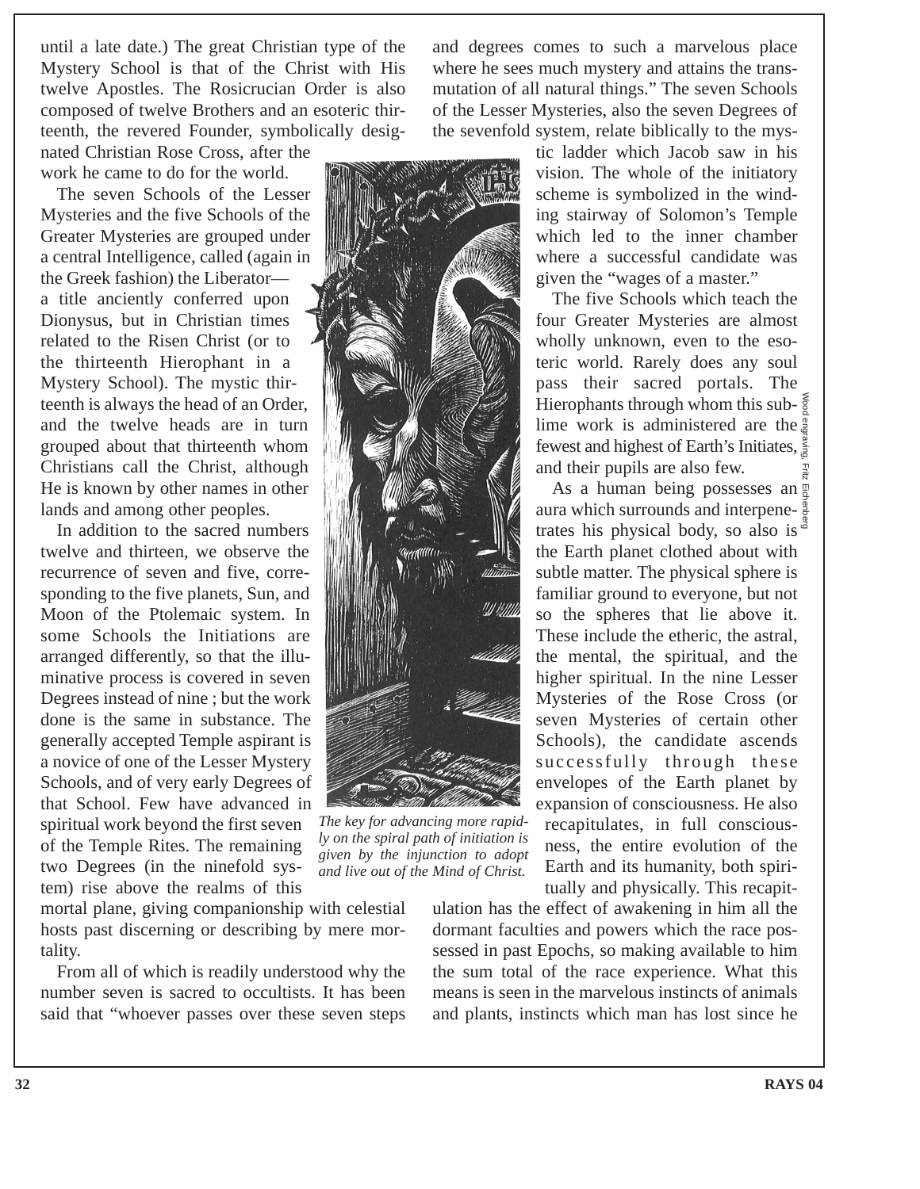until a late date.) The great Christian type of the Mystery School is that of the Christ with His twelve Apostles. The Rosicrucian Order is also composed of twelve Brothers and an esoteric thirteenth, the revered Founder, symbolically designated Christian Rose Cross, after the work he came to do for the world.

The seven Schools of the Lesser Mysteries and the five Schools of the Greater Mysteries are grouped under a central Intelligence, called (again in the Greek fashion) the Liberator—a title anciently conferred upon Dionysus, but in Christian times related to the Risen Christ (or to the thirteenth Hierophant in a Mystery School). The mystic thirteenth is always the head of an Order, and the twelve heads are in turn grouped about that thirteenth whom Christians call the Christ, although He is known by other names in other lands and among other peoples.

In addition to the sacred numbers twelve and thirteen, we observe the recurrence of seven and five, corresponding to the five planets, Sun, and Moon of the Ptolemaic system. In some Schools the Initiations are arranged differently, so that the illuminative process is covered in seven Degrees instead of nine ; but the work done is the same in substance. The generally accepted Temple aspirant is a novice of one of the Lesser Mystery Schools, and of very early Degrees of that School. Few have advanced in spiritual work beyond the first seven of the Temple Rites. The remaining two Degrees (in the ninefold system) rise above the realms of this mortal plane, giving companionship with celestial hosts past discerning or describing by mere mortality.

*The key for advancing more rapidly on the spiral path of initiation is given by the injunction to adopt and live out of the Mind of Christ.*

Wood engraving, Fritz Eichenberg

From all of which is readily understood why the number seven is sacred to occultists. It has been said that "whoever passes over these seven steps and degrees comes to such a marvelous place where he sees much mystery and attains the transmutation of all natural things." The seven Schools of the Lesser Mysteries, also the seven Degrees of the sevenfold system, relate biblically to the mystic ladder which Jacob saw in his vision. The whole of the initiatory scheme is symbolized in the winding stairway of Solomon's Temple which led to the inner chamber where a successful candidate was given the "wages of a master."

The five Schools which teach the four Greater Mysteries are almost wholly unknown, even to the esoteric world. Rarely does any soul pass their sacred portals. The Hierophants through whom this sublime work is administered are the fewest and highest of Earth's Initiates, and their pupils are also few.

As a human being possesses an aura which surrounds and interpenetrates his physical body, so also is the Earth planet clothed about with subtle matter. The physical sphere is familiar ground to everyone, but not so the spheres that lie above it. These include the etheric, the astral, the mental, the spiritual, and the higher spiritual. In the nine Lesser Mysteries of the Rose Cross (or seven Mysteries of certain other Schools), the candidate ascends successfully through these envelopes of the Earth planet by expansion of consciousness. He also recapitulates, in full consciousness, the entire evolution of the Earth and its humanity, both spiritually and physically. This recapitulation has the effect of awakening in him all the dormant faculties and powers which the race possessed in past Epochs, so making available to him the sum total of the race experience. What this means is seen in the marvelous instincts of animals and plants, instincts which man has lost since he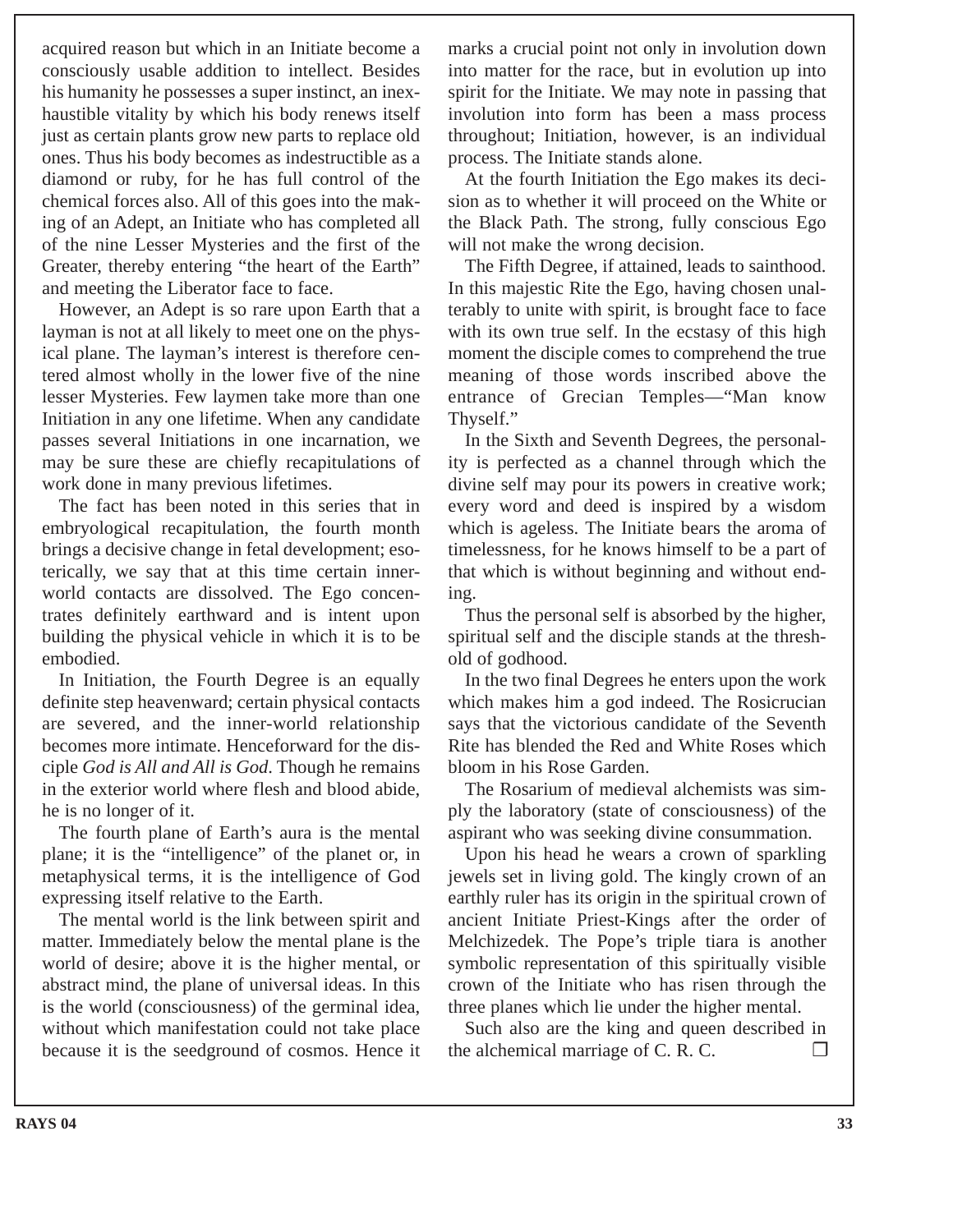acquired reason but which in an Initiate become a consciously usable addition to intellect. Besides his humanity he possesses a super instinct, an inexhaustible vitality by which his body renews itself just as certain plants grow new parts to replace old ones. Thus his body becomes as indestructible as a diamond or ruby, for he has full control of the chemical forces also. All of this goes into the making of an Adept, an Initiate who has completed all of the nine Lesser Mysteries and the first of the Greater, thereby entering "the heart of the Earth" and meeting the Liberator face to face.

However, an Adept is so rare upon Earth that a layman is not at all likely to meet one on the physical plane. The layman's interest is therefore centered almost wholly in the lower five of the nine lesser Mysteries. Few laymen take more than one Initiation in any one lifetime. When any candidate passes several Initiations in one incarnation, we may be sure these are chiefly recapitulations of work done in many previous lifetimes.

The fact has been noted in this series that in embryological recapitulation, the fourth month brings a decisive change in fetal development; esoterically, we say that at this time certain inner-world contacts are dissolved. The Ego concentrates definitely earthward and is intent upon building the physical vehicle in which it is to be embodied.

In Initiation, the Fourth Degree is an equally definite step heavenward; certain physical contacts are severed, and the inner-world relationship becomes more intimate. Henceforward for the disciple *God is All and All is God*. Though he remains in the exterior world where flesh and blood abide, he is no longer of it.

The fourth plane of Earth's aura is the mental plane; it is the "intelligence" of the planet or, in metaphysical terms, it is the intelligence of God expressing itself relative to the Earth.

The mental world is the link between spirit and matter. Immediately below the mental plane is the world of desire; above it is the higher mental, or abstract mind, the plane of universal ideas. In this is the world (consciousness) of the germinal idea, without which manifestation could not take place because it is the seedground of cosmos. Hence it marks a crucial point not only in involution down into matter for the race, but in evolution up into spirit for the Initiate. We may note in passing that involution into form has been a mass process throughout; Initiation, however, is an individual process. The Initiate stands alone.

At the fourth Initiation the Ego makes its decision as to whether it will proceed on the White or the Black Path. The strong, fully conscious Ego will not make the wrong decision.

The Fifth Degree, if attained, leads to sainthood. In this majestic Rite the Ego, having chosen unalterably to unite with spirit, is brought face to face with its own true self. In the ecstasy of this high moment the disciple comes to comprehend the true meaning of those words inscribed above the entrance of Grecian Temples—"Man know Thyself."

In the Sixth and Seventh Degrees, the personality is perfected as a channel through which the divine self may pour its powers in creative work; every word and deed is inspired by a wisdom which is ageless. The Initiate bears the aroma of timelessness, for he knows himself to be a part of that which is without beginning and without ending.

Thus the personal self is absorbed by the higher, spiritual self and the disciple stands at the threshold of godhood.

In the two final Degrees he enters upon the work which makes him a god indeed. The Rosicrucian says that the victorious candidate of the Seventh Rite has blended the Red and White Roses which bloom in his Rose Garden.

The Rosarium of medieval alchemists was simply the laboratory (state of consciousness) of the aspirant who was seeking divine consummation.

Upon his head he wears a crown of sparkling jewels set in living gold. The kingly crown of an earthly ruler has its origin in the spiritual crown of ancient Initiate Priest-Kings after the order of Melchizedek. The Pope's triple tiara is another symbolic representation of this spiritually visible crown of the Initiate who has risen through the three planes which lie under the higher mental.

Such also are the king and queen described in the alchemical marriage of C. R. C. ❐